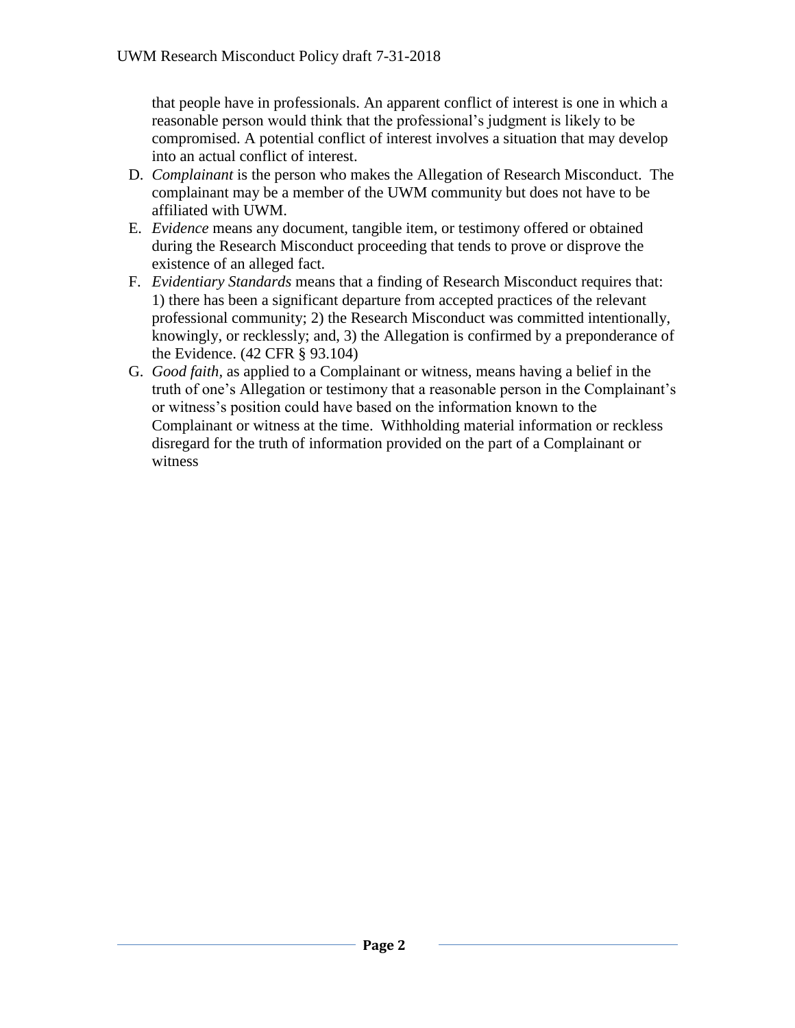that people have in professionals. An apparent conflict of interest is one in which a reasonable person would think that the professional's judgment is likely to be compromised. A potential conflict of interest involves a situation that may develop into an actual conflict of interest.

D. *Complainant* is the person who makes the Allegation of Research Misconduct. The complainant may be a member of the UWM community but does not have to be affiliated with UWM.
E. *Evidence* means any document, tangible item, or testimony offered or obtained during the Research Misconduct proceeding that tends to prove or disprove the existence of an alleged fact.
F. *Evidentiary Standards* means that a finding of Research Misconduct requires that: 1) there has been a significant departure from accepted practices of the relevant professional community; 2) the Research Misconduct was committed intentionally, knowingly, or recklessly; and, 3) the Allegation is confirmed by a preponderance of the Evidence. (42 CFR § 93.104)
G. *Good faith*, as applied to a Complainant or witness, means having a belief in the truth of one's Allegation or testimony that a reasonable person in the Complainant's or witness's position could have based on the information known to the Complainant or witness at the time. Withholding material information or reckless disregard for the truth of information provided on the part of a Complainant or witness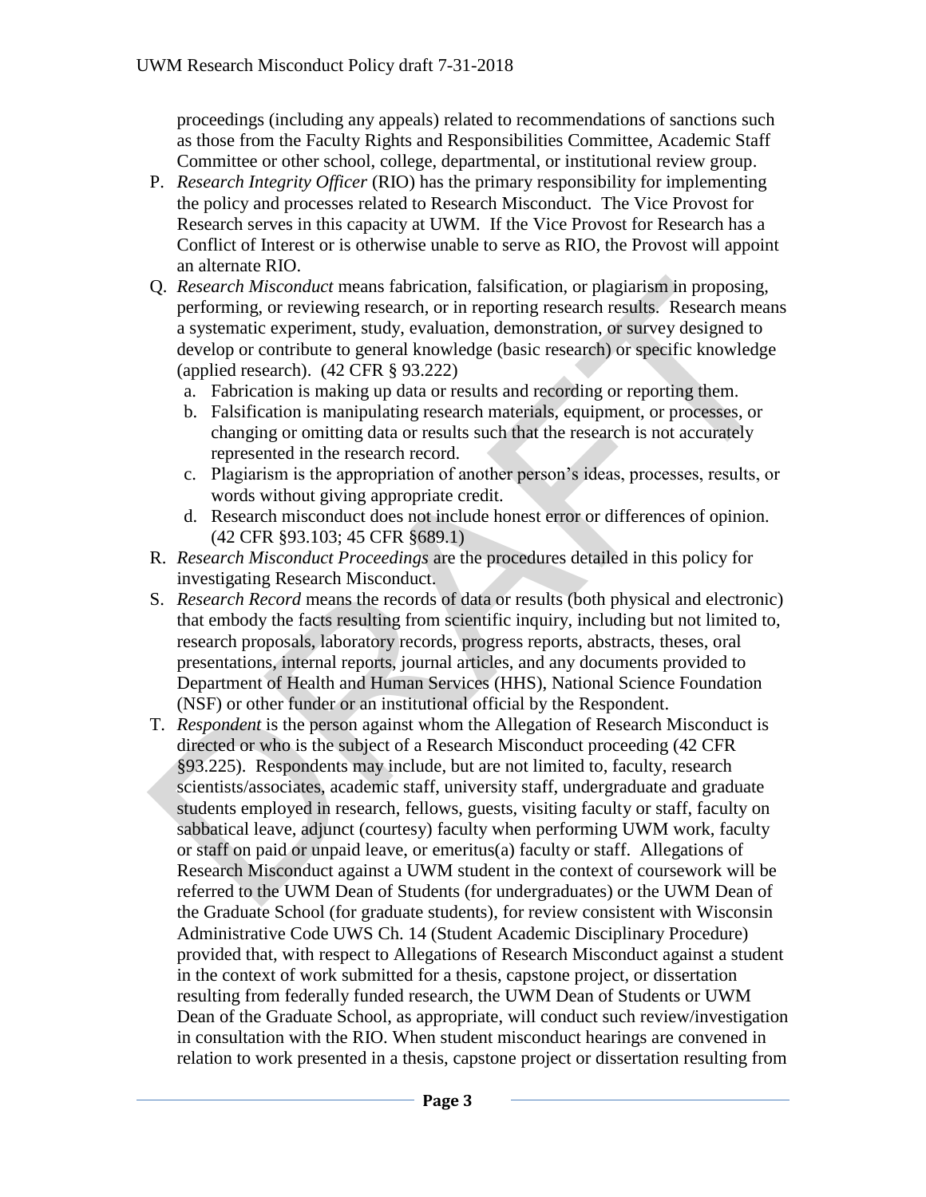proceedings (including any appeals) related to recommendations of sanctions such as those from the Faculty Rights and Responsibilities Committee, Academic Staff Committee or other school, college, departmental, or institutional review group.

P. *Research Integrity Officer* (RIO) has the primary responsibility for implementing the policy and processes related to Research Misconduct. The Vice Provost for Research serves in this capacity at UWM. If the Vice Provost for Research has a Conflict of Interest or is otherwise unable to serve as RIO, the Provost will appoint an alternate RIO.

Q. *Research Misconduct* means fabrication, falsification, or plagiarism in proposing, performing, or reviewing research, or in reporting research results. Research means a systematic experiment, study, evaluation, demonstration, or survey designed to develop or contribute to general knowledge (basic research) or specific knowledge (applied research). (42 CFR § 93.222)
   a. Fabrication is making up data or results and recording or reporting them.
   b. Falsification is manipulating research materials, equipment, or processes, or changing or omitting data or results such that the research is not accurately represented in the research record.
   c. Plagiarism is the appropriation of another person's ideas, processes, results, or words without giving appropriate credit.
   d. Research misconduct does not include honest error or differences of opinion. (42 CFR §93.103; 45 CFR §689.1)

R. *Research Misconduct Proceedings* are the procedures detailed in this policy for investigating Research Misconduct.

S. *Research Record* means the records of data or results (both physical and electronic) that embody the facts resulting from scientific inquiry, including but not limited to, research proposals, laboratory records, progress reports, abstracts, theses, oral presentations, internal reports, journal articles, and any documents provided to Department of Health and Human Services (HHS), National Science Foundation (NSF) or other funder or an institutional official by the Respondent.

T. *Respondent* is the person against whom the Allegation of Research Misconduct is directed or who is the subject of a Research Misconduct proceeding (42 CFR §93.225). Respondents may include, but are not limited to, faculty, research scientists/associates, academic staff, university staff, undergraduate and graduate students employed in research, fellows, guests, visiting faculty or staff, faculty on sabbatical leave, adjunct (courtesy) faculty when performing UWM work, faculty or staff on paid or unpaid leave, or emeritus(a) faculty or staff. Allegations of Research Misconduct against a UWM student in the context of coursework will be referred to the UWM Dean of Students (for undergraduates) or the UWM Dean of the Graduate School (for graduate students), for review consistent with Wisconsin Administrative Code UWS Ch. 14 (Student Academic Disciplinary Procedure) provided that, with respect to Allegations of Research Misconduct against a student in the context of work submitted for a thesis, capstone project, or dissertation resulting from federally funded research, the UWM Dean of Students or UWM Dean of the Graduate School, as appropriate, will conduct such review/investigation in consultation with the RIO. When student misconduct hearings are convened in relation to work presented in a thesis, capstone project or dissertation resulting from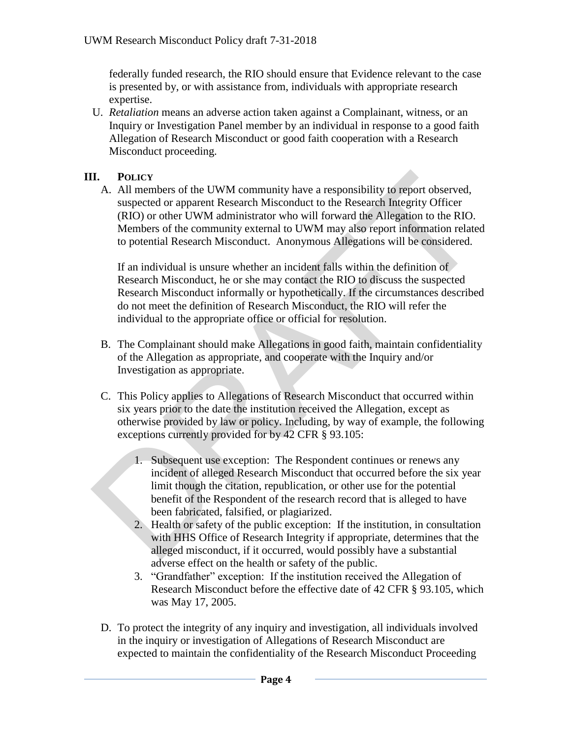federally funded research, the RIO should ensure that Evidence relevant to the case is presented by, or with assistance from, individuals with appropriate research expertise.

U. *Retaliation* means an adverse action taken against a Complainant, witness, or an Inquiry or Investigation Panel member by an individual in response to a good faith Allegation of Research Misconduct or good faith cooperation with a Research Misconduct proceeding.

## III. POLICY

A. All members of the UWM community have a responsibility to report observed, suspected or apparent Research Misconduct to the Research Integrity Officer (RIO) or other UWM administrator who will forward the Allegation to the RIO. Members of the community external to UWM may also report information related to potential Research Misconduct. Anonymous Allegations will be considered.

   If an individual is unsure whether an incident falls within the definition of Research Misconduct, he or she may contact the RIO to discuss the suspected Research Misconduct informally or hypothetically. If the circumstances described do not meet the definition of Research Misconduct, the RIO will refer the individual to the appropriate office or official for resolution.

B. The Complainant should make Allegations in good faith, maintain confidentiality of the Allegation as appropriate, and cooperate with the Inquiry and/or Investigation as appropriate.

C. This Policy applies to Allegations of Research Misconduct that occurred within six years prior to the date the institution received the Allegation, except as otherwise provided by law or policy. Including, by way of example, the following exceptions currently provided for by 42 CFR § 93.105:

   1. Subsequent use exception: The Respondent continues or renews any incident of alleged Research Misconduct that occurred before the six year limit though the citation, republication, or other use for the potential benefit of the Respondent of the research record that is alleged to have been fabricated, falsified, or plagiarized.
   2. Health or safety of the public exception: If the institution, in consultation with HHS Office of Research Integrity if appropriate, determines that the alleged misconduct, if it occurred, would possibly have a substantial adverse effect on the health or safety of the public.
   3. "Grandfather" exception: If the institution received the Allegation of Research Misconduct before the effective date of 42 CFR § 93.105, which was May 17, 2005.

D. To protect the integrity of any inquiry and investigation, all individuals involved in the inquiry or investigation of Allegations of Research Misconduct are expected to maintain the confidentiality of the Research Misconduct Proceeding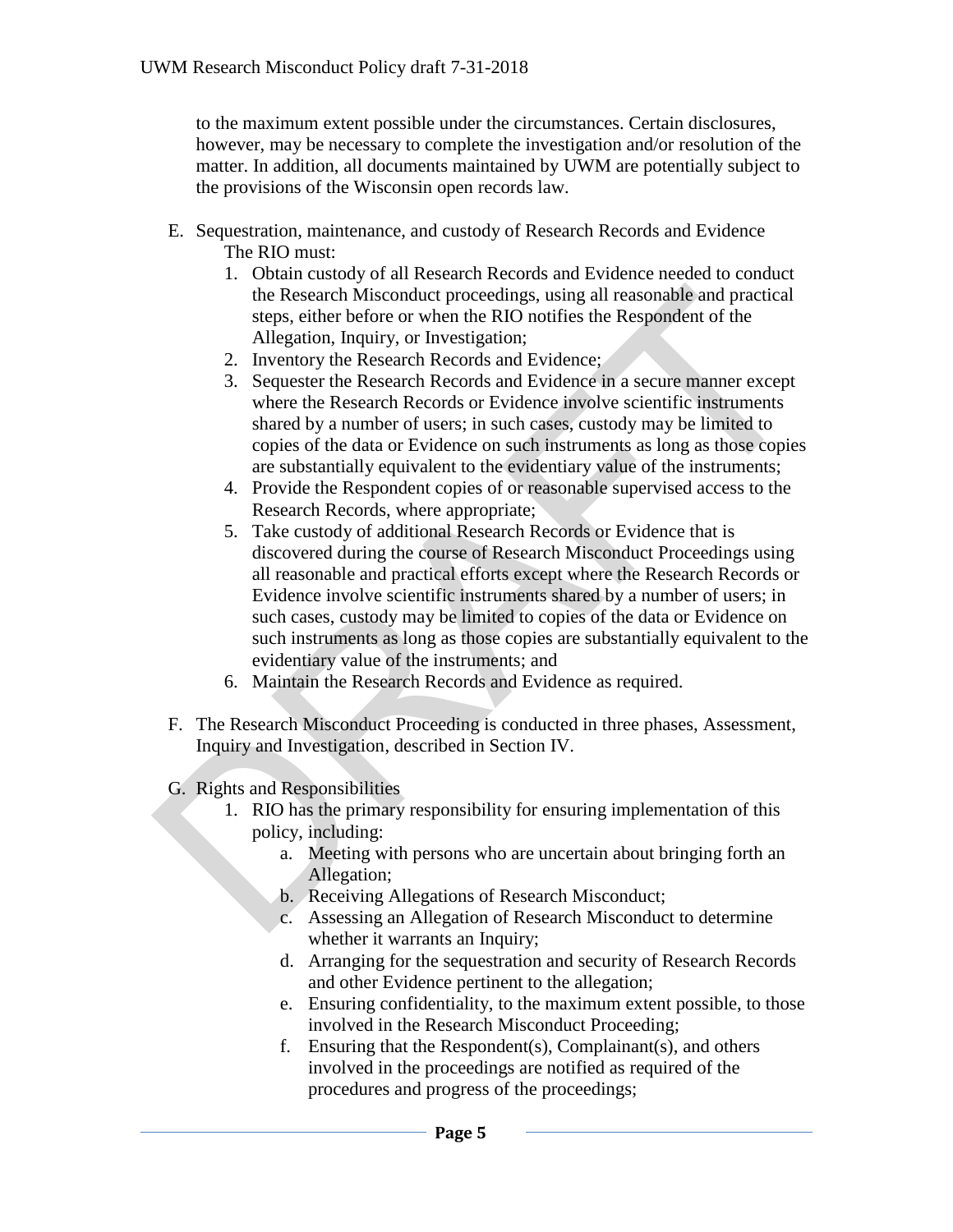to the maximum extent possible under the circumstances. Certain disclosures, however, may be necessary to complete the investigation and/or resolution of the matter. In addition, all documents maintained by UWM are potentially subject to the provisions of the Wisconsin open records law.

E. Sequestration, maintenance, and custody of Research Records and Evidence

   The RIO must:

   1. Obtain custody of all Research Records and Evidence needed to conduct the Research Misconduct proceedings, using all reasonable and practical steps, either before or when the RIO notifies the Respondent of the Allegation, Inquiry, or Investigation;
   2. Inventory the Research Records and Evidence;
   3. Sequester the Research Records and Evidence in a secure manner except where the Research Records or Evidence involve scientific instruments shared by a number of users; in such cases, custody may be limited to copies of the data or Evidence on such instruments as long as those copies are substantially equivalent to the evidentiary value of the instruments;
   4. Provide the Respondent copies of or reasonable supervised access to the Research Records, where appropriate;
   5. Take custody of additional Research Records or Evidence that is discovered during the course of Research Misconduct Proceedings using all reasonable and practical efforts except where the Research Records or Evidence involve scientific instruments shared by a number of users; in such cases, custody may be limited to copies of the data or Evidence on such instruments as long as those copies are substantially equivalent to the evidentiary value of the instruments; and
   6. Maintain the Research Records and Evidence as required.

F. The Research Misconduct Proceeding is conducted in three phases, Assessment, Inquiry and Investigation, described in Section IV.

G. Rights and Responsibilities

   1. RIO has the primary responsibility for ensuring implementation of this policy, including:
      a. Meeting with persons who are uncertain about bringing forth an Allegation;
      b. Receiving Allegations of Research Misconduct;
      c. Assessing an Allegation of Research Misconduct to determine whether it warrants an Inquiry;
      d. Arranging for the sequestration and security of Research Records and other Evidence pertinent to the allegation;
      e. Ensuring confidentiality, to the maximum extent possible, to those involved in the Research Misconduct Proceeding;
      f. Ensuring that the Respondent(s), Complainant(s), and others involved in the proceedings are notified as required of the procedures and progress of the proceedings;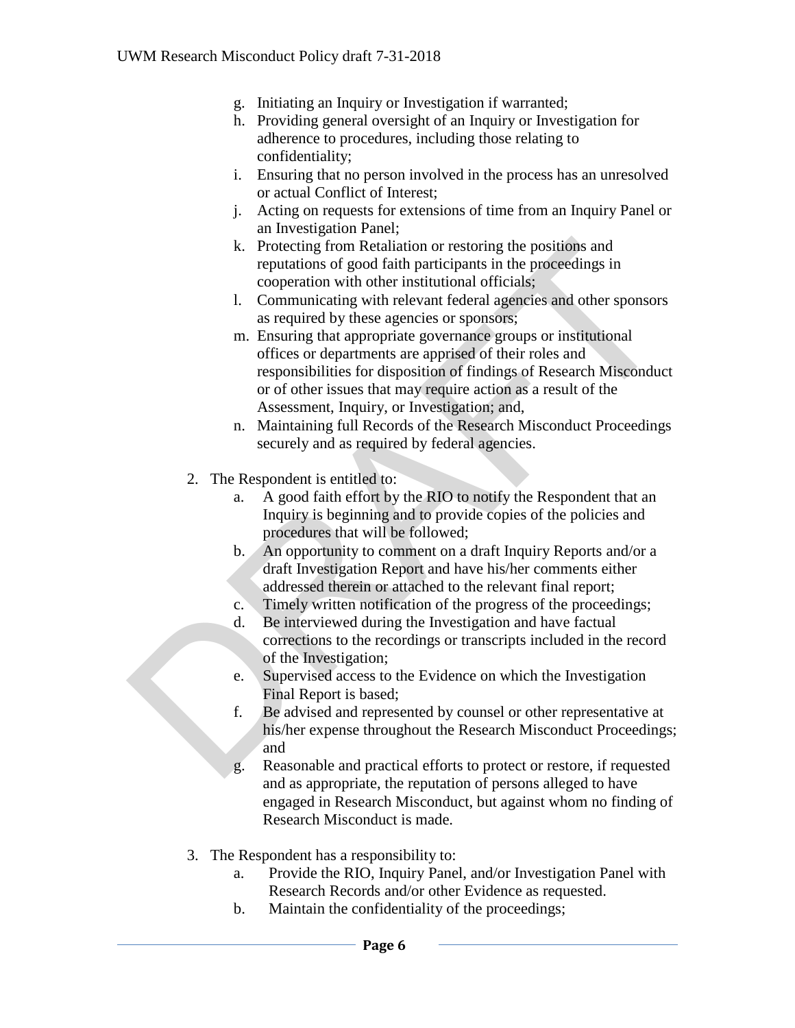g. Initiating an Inquiry or Investigation if warranted;
h. Providing general oversight of an Inquiry or Investigation for adherence to procedures, including those relating to confidentiality;
i. Ensuring that no person involved in the process has an unresolved or actual Conflict of Interest;
j. Acting on requests for extensions of time from an Inquiry Panel or an Investigation Panel;
k. Protecting from Retaliation or restoring the positions and reputations of good faith participants in the proceedings in cooperation with other institutional officials;
l. Communicating with relevant federal agencies and other sponsors as required by these agencies or sponsors;
m. Ensuring that appropriate governance groups or institutional offices or departments are apprised of their roles and responsibilities for disposition of findings of Research Misconduct or of other issues that may require action as a result of the Assessment, Inquiry, or Investigation; and,
n. Maintaining full Records of the Research Misconduct Proceedings securely and as required by federal agencies.

2. The Respondent is entitled to:
   a. A good faith effort by the RIO to notify the Respondent that an Inquiry is beginning and to provide copies of the policies and procedures that will be followed;
   b. An opportunity to comment on a draft Inquiry Reports and/or a draft Investigation Report and have his/her comments either addressed therein or attached to the relevant final report;
   c. Timely written notification of the progress of the proceedings;
   d. Be interviewed during the Investigation and have factual corrections to the recordings or transcripts included in the record of the Investigation;
   e. Supervised access to the Evidence on which the Investigation Final Report is based;
   f. Be advised and represented by counsel or other representative at his/her expense throughout the Research Misconduct Proceedings; and
   g. Reasonable and practical efforts to protect or restore, if requested and as appropriate, the reputation of persons alleged to have engaged in Research Misconduct, but against whom no finding of Research Misconduct is made.

3. The Respondent has a responsibility to:
   a. Provide the RIO, Inquiry Panel, and/or Investigation Panel with Research Records and/or other Evidence as requested.
   b. Maintain the confidentiality of the proceedings;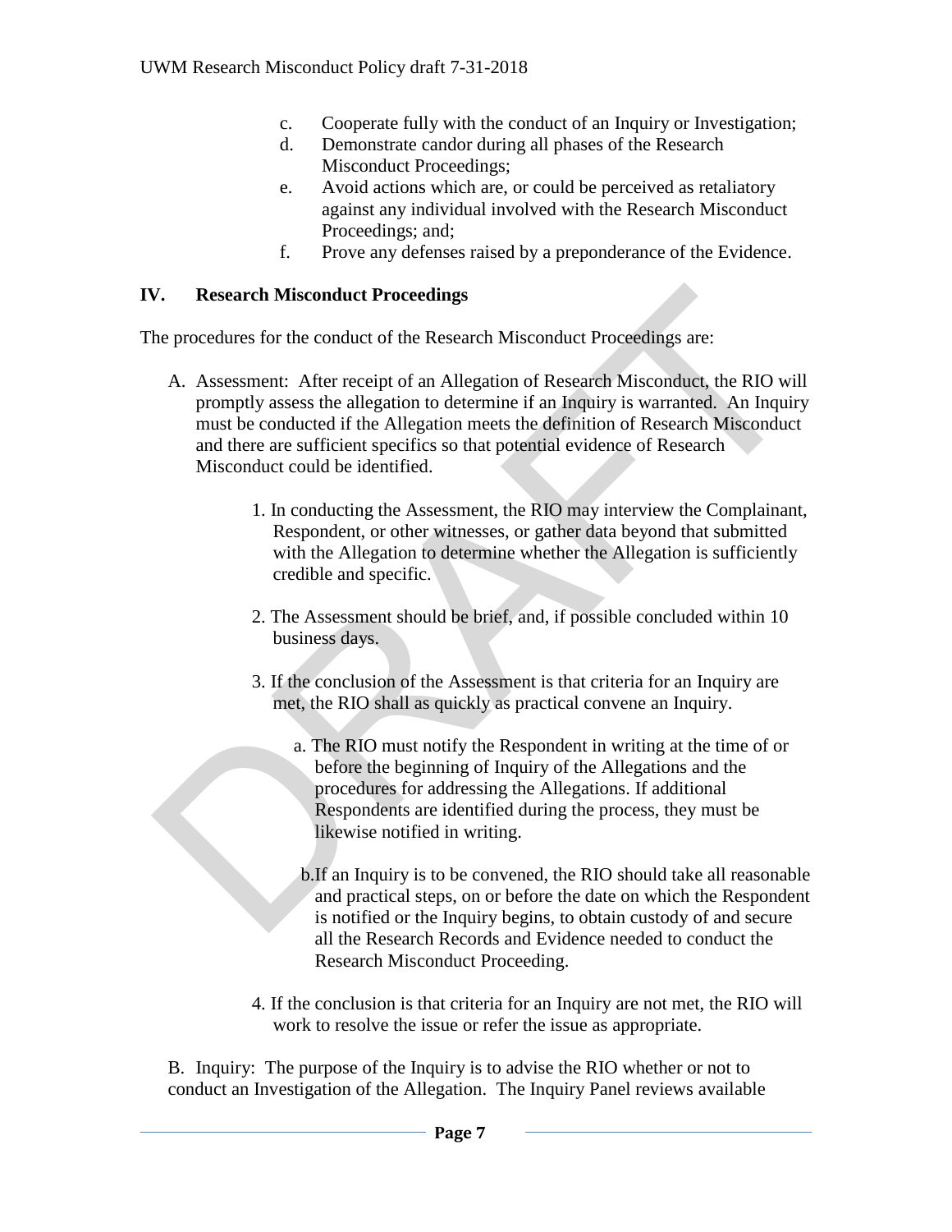c. Cooperate fully with the conduct of an Inquiry or Investigation;
d. Demonstrate candor during all phases of the Research Misconduct Proceedings;
e. Avoid actions which are, or could be perceived as retaliatory against any individual involved with the Research Misconduct Proceedings; and;
f. Prove any defenses raised by a preponderance of the Evidence.

## IV. Research Misconduct Proceedings

The procedures for the conduct of the Research Misconduct Proceedings are:

A. Assessment: After receipt of an Allegation of Research Misconduct, the RIO will promptly assess the allegation to determine if an Inquiry is warranted. An Inquiry must be conducted if the Allegation meets the definition of Research Misconduct and there are sufficient specifics so that potential evidence of Research Misconduct could be identified.

1. In conducting the Assessment, the RIO may interview the Complainant, Respondent, or other witnesses, or gather data beyond that submitted with the Allegation to determine whether the Allegation is sufficiently credible and specific.

2. The Assessment should be brief, and, if possible concluded within 10 business days.

3. If the conclusion of the Assessment is that criteria for an Inquiry are met, the RIO shall as quickly as practical convene an Inquiry.

   a. The RIO must notify the Respondent in writing at the time of or before the beginning of Inquiry of the Allegations and the procedures for addressing the Allegations. If additional Respondents are identified during the process, they must be likewise notified in writing.

   b. If an Inquiry is to be convened, the RIO should take all reasonable and practical steps, on or before the date on which the Respondent is notified or the Inquiry begins, to obtain custody of and secure all the Research Records and Evidence needed to conduct the Research Misconduct Proceeding.

4. If the conclusion is that criteria for an Inquiry are not met, the RIO will work to resolve the issue or refer the issue as appropriate.

B. Inquiry: The purpose of the Inquiry is to advise the RIO whether or not to conduct an Investigation of the Allegation. The Inquiry Panel reviews available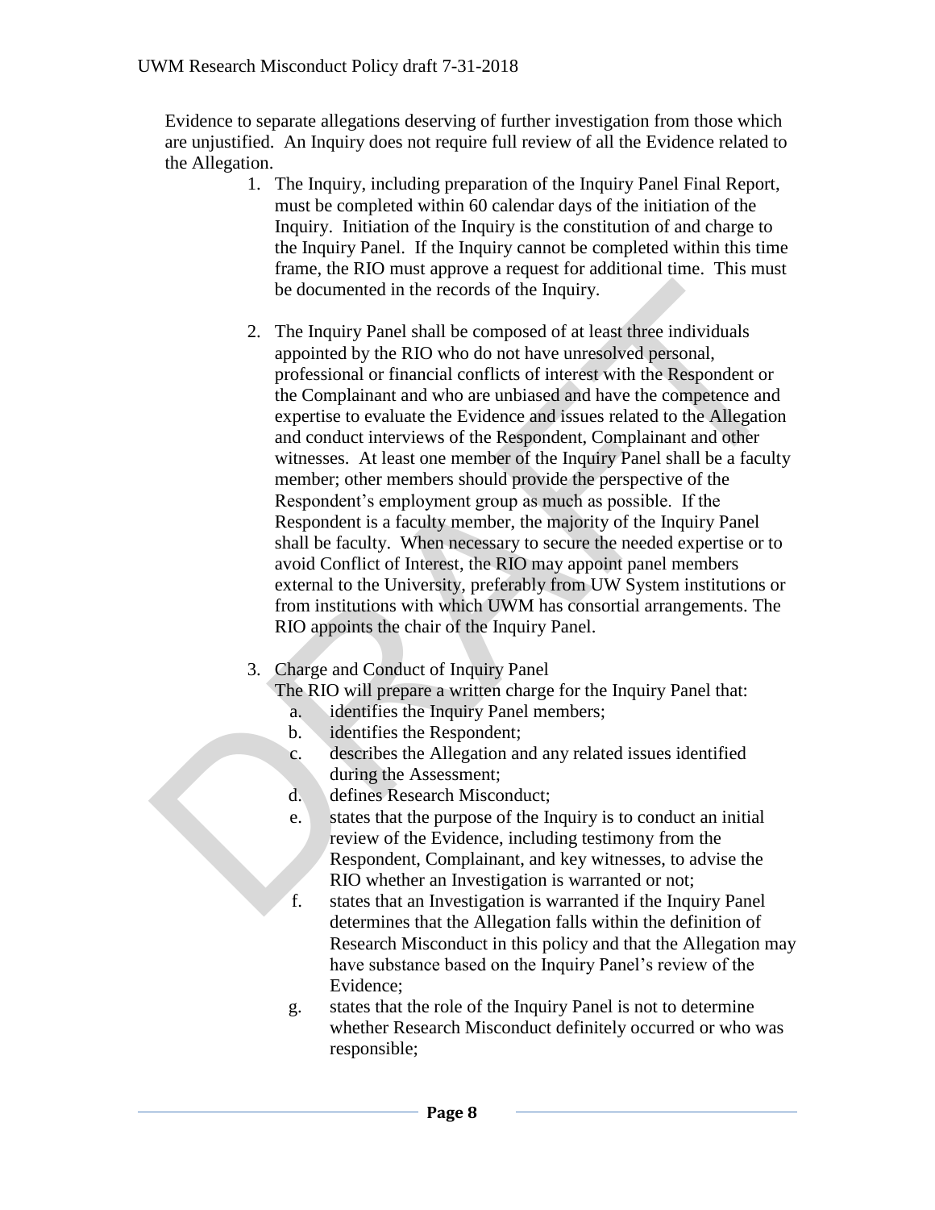Evidence to separate allegations deserving of further investigation from those which are unjustified. An Inquiry does not require full review of all the Evidence related to the Allegation.

1. The Inquiry, including preparation of the Inquiry Panel Final Report, must be completed within 60 calendar days of the initiation of the Inquiry. Initiation of the Inquiry is the constitution of and charge to the Inquiry Panel. If the Inquiry cannot be completed within this time frame, the RIO must approve a request for additional time. This must be documented in the records of the Inquiry.

2. The Inquiry Panel shall be composed of at least three individuals appointed by the RIO who do not have unresolved personal, professional or financial conflicts of interest with the Respondent or the Complainant and who are unbiased and have the competence and expertise to evaluate the Evidence and issues related to the Allegation and conduct interviews of the Respondent, Complainant and other witnesses. At least one member of the Inquiry Panel shall be a faculty member; other members should provide the perspective of the Respondent's employment group as much as possible. If the Respondent is a faculty member, the majority of the Inquiry Panel shall be faculty. When necessary to secure the needed expertise or to avoid Conflict of Interest, the RIO may appoint panel members external to the University, preferably from UW System institutions or from institutions with which UWM has consortial arrangements. The RIO appoints the chair of the Inquiry Panel.

3. Charge and Conduct of Inquiry Panel
   The RIO will prepare a written charge for the Inquiry Panel that:
   a. identifies the Inquiry Panel members;
   b. identifies the Respondent;
   c. describes the Allegation and any related issues identified during the Assessment;
   d. defines Research Misconduct;
   e. states that the purpose of the Inquiry is to conduct an initial review of the Evidence, including testimony from the Respondent, Complainant, and key witnesses, to advise the RIO whether an Investigation is warranted or not;
   f. states that an Investigation is warranted if the Inquiry Panel determines that the Allegation falls within the definition of Research Misconduct in this policy and that the Allegation may have substance based on the Inquiry Panel's review of the Evidence;
   g. states that the role of the Inquiry Panel is not to determine whether Research Misconduct definitely occurred or who was responsible;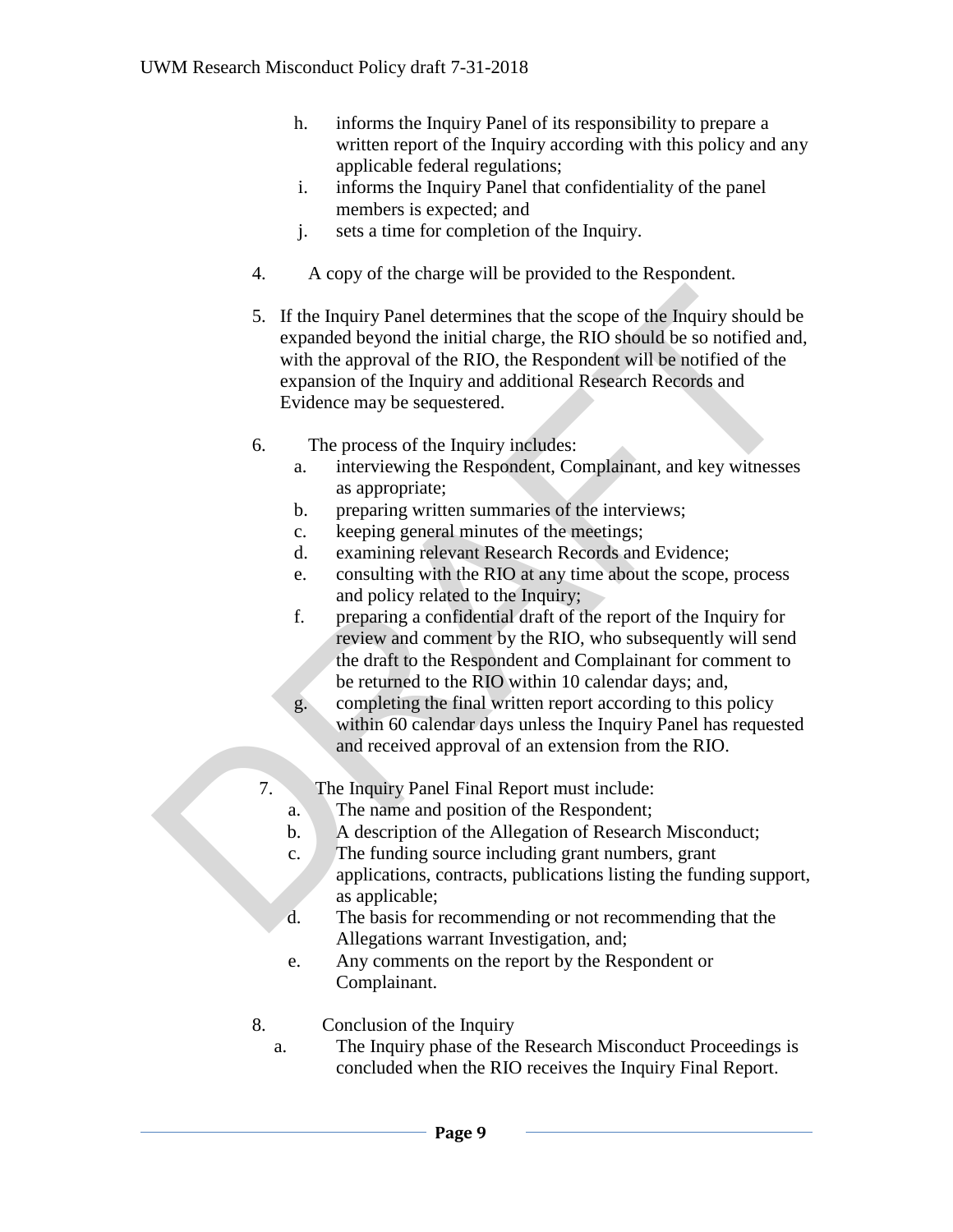h. informs the Inquiry Panel of its responsibility to prepare a written report of the Inquiry according with this policy and any applicable federal regulations;
i. informs the Inquiry Panel that confidentiality of the panel members is expected; and
j. sets a time for completion of the Inquiry.

4. A copy of the charge will be provided to the Respondent.

5. If the Inquiry Panel determines that the scope of the Inquiry should be expanded beyond the initial charge, the RIO should be so notified and, with the approval of the RIO, the Respondent will be notified of the expansion of the Inquiry and additional Research Records and Evidence may be sequestered.

6. The process of the Inquiry includes:
   a. interviewing the Respondent, Complainant, and key witnesses as appropriate;
   b. preparing written summaries of the interviews;
   c. keeping general minutes of the meetings;
   d. examining relevant Research Records and Evidence;
   e. consulting with the RIO at any time about the scope, process and policy related to the Inquiry;
   f. preparing a confidential draft of the report of the Inquiry for review and comment by the RIO, who subsequently will send the draft to the Respondent and Complainant for comment to be returned to the RIO within 10 calendar days; and,
   g. completing the final written report according to this policy within 60 calendar days unless the Inquiry Panel has requested and received approval of an extension from the RIO.

7. The Inquiry Panel Final Report must include:
   a. The name and position of the Respondent;
   b. A description of the Allegation of Research Misconduct;
   c. The funding source including grant numbers, grant applications, contracts, publications listing the funding support, as applicable;
   d. The basis for recommending or not recommending that the Allegations warrant Investigation, and;
   e. Any comments on the report by the Respondent or Complainant.

8. Conclusion of the Inquiry
   a. The Inquiry phase of the Research Misconduct Proceedings is concluded when the RIO receives the Inquiry Final Report.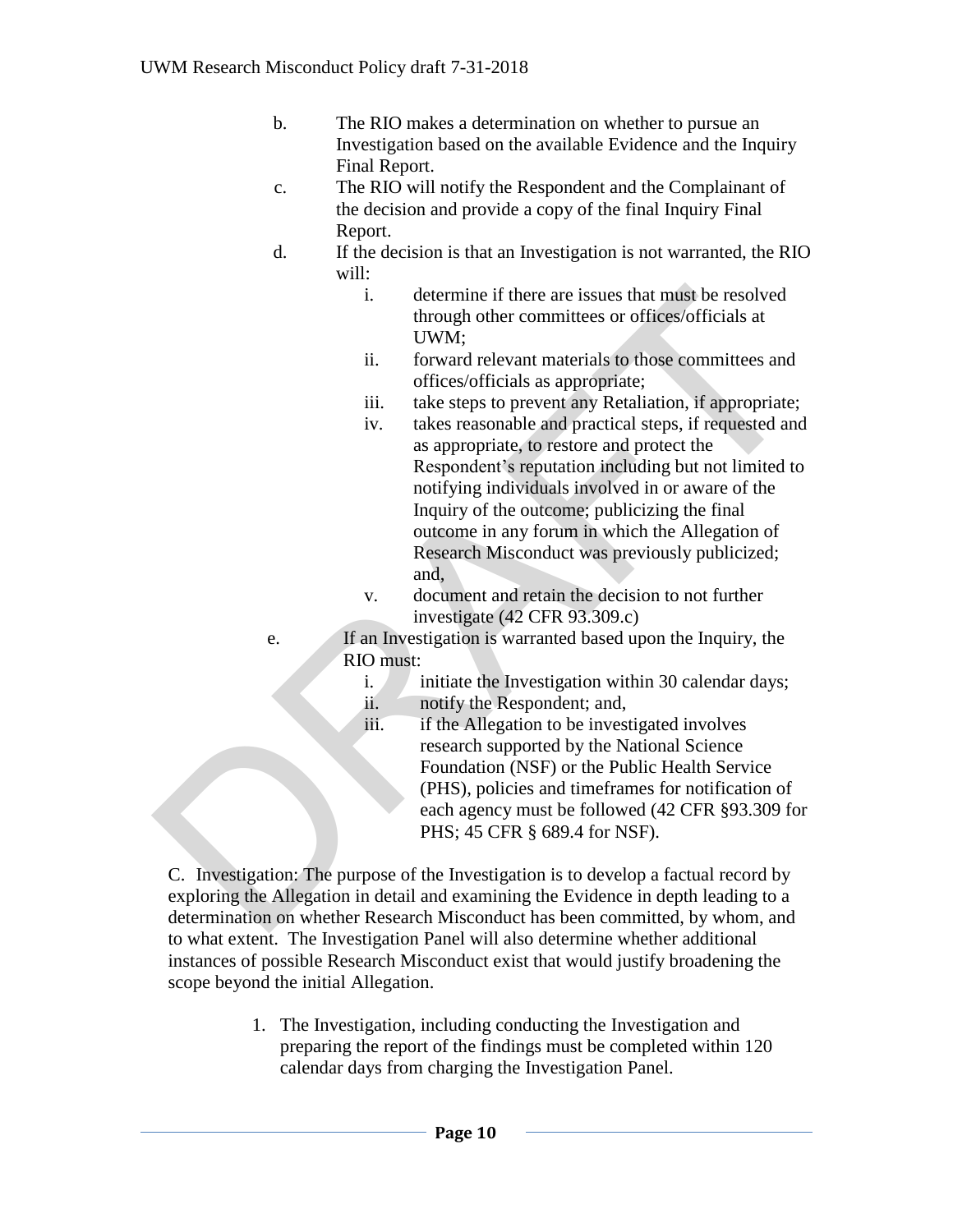b. The RIO makes a determination on whether to pursue an Investigation based on the available Evidence and the Inquiry Final Report.

c. The RIO will notify the Respondent and the Complainant of the decision and provide a copy of the final Inquiry Final Report.

d. If the decision is that an Investigation is not warranted, the RIO will:

   i. determine if there are issues that must be resolved through other committees or offices/officials at UWM;

   ii. forward relevant materials to those committees and offices/officials as appropriate;

   iii. take steps to prevent any Retaliation, if appropriate;

   iv. takes reasonable and practical steps, if requested and as appropriate, to restore and protect the Respondent's reputation including but not limited to notifying individuals involved in or aware of the Inquiry of the outcome; publicizing the final outcome in any forum in which the Allegation of Research Misconduct was previously publicized; and,

   v. document and retain the decision to not further investigate (42 CFR 93.309.c)

e. If an Investigation is warranted based upon the Inquiry, the RIO must:

   i. initiate the Investigation within 30 calendar days;

   ii. notify the Respondent; and,

   iii. if the Allegation to be investigated involves research supported by the National Science Foundation (NSF) or the Public Health Service (PHS), policies and timeframes for notification of each agency must be followed (42 CFR §93.309 for PHS; 45 CFR § 689.4 for NSF).

C. Investigation: The purpose of the Investigation is to develop a factual record by exploring the Allegation in detail and examining the Evidence in depth leading to a determination on whether Research Misconduct has been committed, by whom, and to what extent. The Investigation Panel will also determine whether additional instances of possible Research Misconduct exist that would justify broadening the scope beyond the initial Allegation.

1. The Investigation, including conducting the Investigation and preparing the report of the findings must be completed within 120 calendar days from charging the Investigation Panel.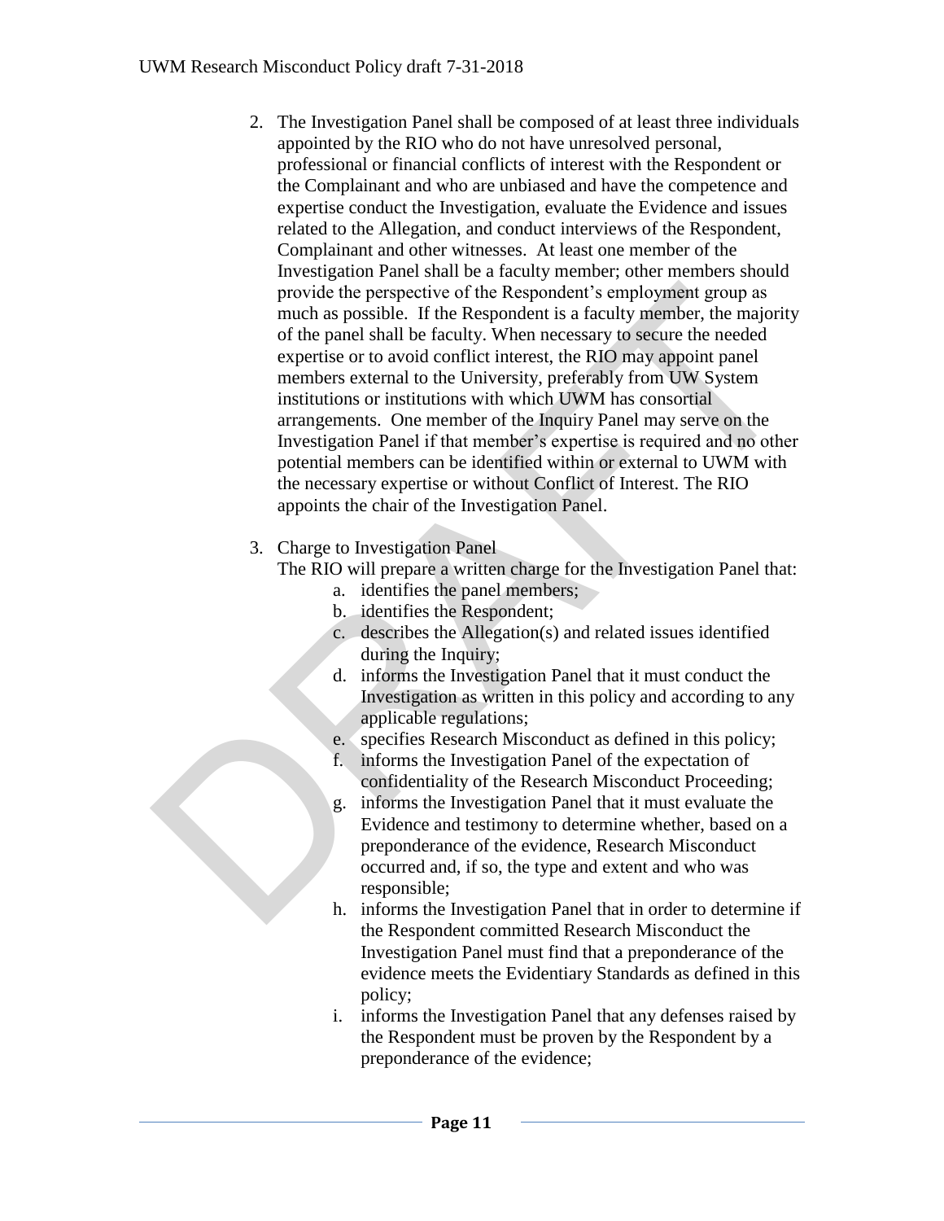2. The Investigation Panel shall be composed of at least three individuals appointed by the RIO who do not have unresolved personal, professional or financial conflicts of interest with the Respondent or the Complainant and who are unbiased and have the competence and expertise conduct the Investigation, evaluate the Evidence and issues related to the Allegation, and conduct interviews of the Respondent, Complainant and other witnesses. At least one member of the Investigation Panel shall be a faculty member; other members should provide the perspective of the Respondent's employment group as much as possible. If the Respondent is a faculty member, the majority of the panel shall be faculty. When necessary to secure the needed expertise or to avoid conflict interest, the RIO may appoint panel members external to the University, preferably from UW System institutions or institutions with which UWM has consortial arrangements. One member of the Inquiry Panel may serve on the Investigation Panel if that member's expertise is required and no other potential members can be identified within or external to UWM with the necessary expertise or without Conflict of Interest. The RIO appoints the chair of the Investigation Panel.

3. Charge to Investigation Panel
   The RIO will prepare a written charge for the Investigation Panel that:
   a. identifies the panel members;
   b. identifies the Respondent;
   c. describes the Allegation(s) and related issues identified during the Inquiry;
   d. informs the Investigation Panel that it must conduct the Investigation as written in this policy and according to any applicable regulations;
   e. specifies Research Misconduct as defined in this policy;
   f. informs the Investigation Panel of the expectation of confidentiality of the Research Misconduct Proceeding;
   g. informs the Investigation Panel that it must evaluate the Evidence and testimony to determine whether, based on a preponderance of the evidence, Research Misconduct occurred and, if so, the type and extent and who was responsible;
   h. informs the Investigation Panel that in order to determine if the Respondent committed Research Misconduct the Investigation Panel must find that a preponderance of the evidence meets the Evidentiary Standards as defined in this policy;
   i. informs the Investigation Panel that any defenses raised by the Respondent must be proven by the Respondent by a preponderance of the evidence;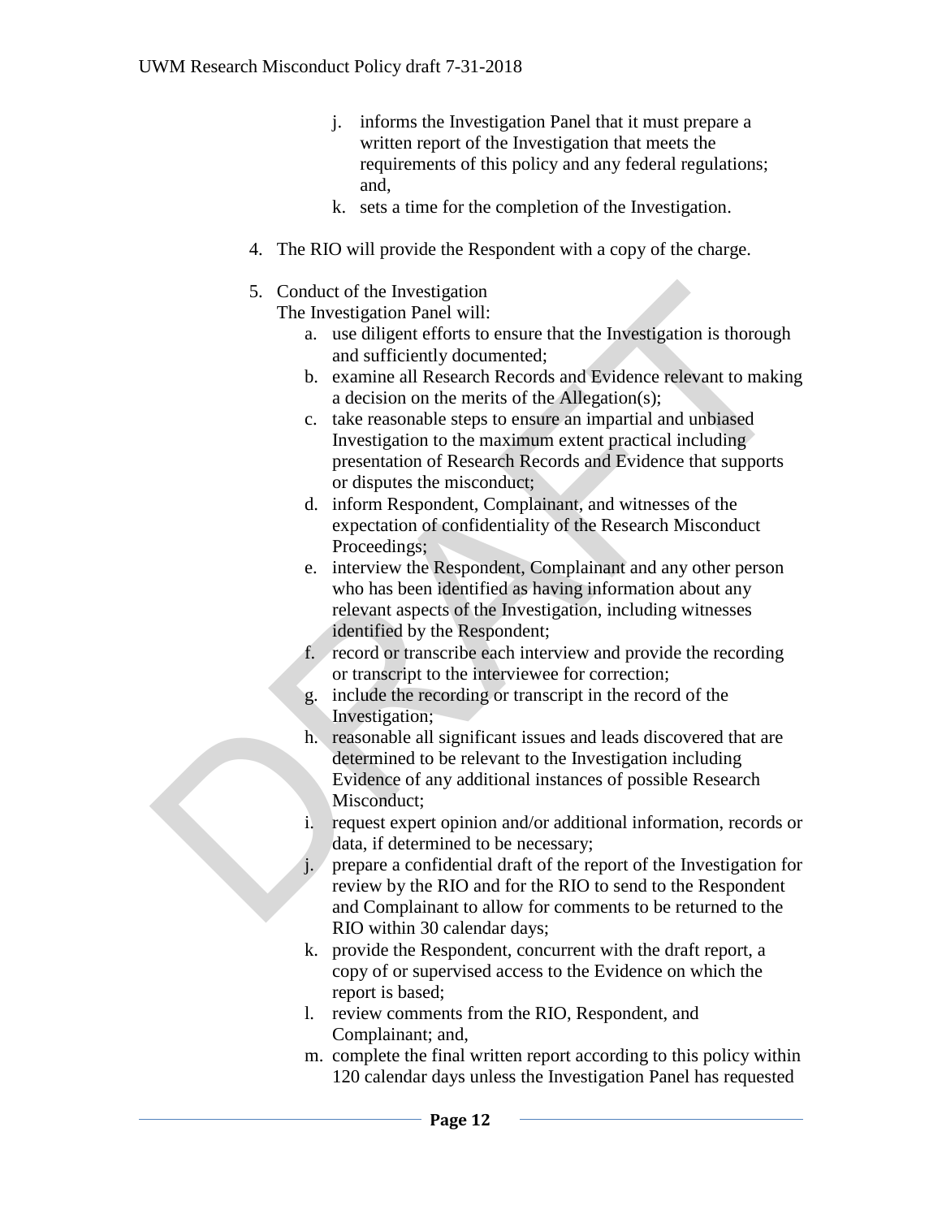j. informs the Investigation Panel that it must prepare a written report of the Investigation that meets the requirements of this policy and any federal regulations; and,

k. sets a time for the completion of the Investigation.

4. The RIO will provide the Respondent with a copy of the charge.

5. Conduct of the Investigation

   The Investigation Panel will:

   a. use diligent efforts to ensure that the Investigation is thorough and sufficiently documented;
   b. examine all Research Records and Evidence relevant to making a decision on the merits of the Allegation(s);
   c. take reasonable steps to ensure an impartial and unbiased Investigation to the maximum extent practical including presentation of Research Records and Evidence that supports or disputes the misconduct;
   d. inform Respondent, Complainant, and witnesses of the expectation of confidentiality of the Research Misconduct Proceedings;
   e. interview the Respondent, Complainant and any other person who has been identified as having information about any relevant aspects of the Investigation, including witnesses identified by the Respondent;
   f. record or transcribe each interview and provide the recording or transcript to the interviewee for correction;
   g. include the recording or transcript in the record of the Investigation;
   h. reasonable all significant issues and leads discovered that are determined to be relevant to the Investigation including Evidence of any additional instances of possible Research Misconduct;
   i. request expert opinion and/or additional information, records or data, if determined to be necessary;
   j. prepare a confidential draft of the report of the Investigation for review by the RIO and for the RIO to send to the Respondent and Complainant to allow for comments to be returned to the RIO within 30 calendar days;
   k. provide the Respondent, concurrent with the draft report, a copy of or supervised access to the Evidence on which the report is based;
   l. review comments from the RIO, Respondent, and Complainant; and,
   m. complete the final written report according to this policy within 120 calendar days unless the Investigation Panel has requested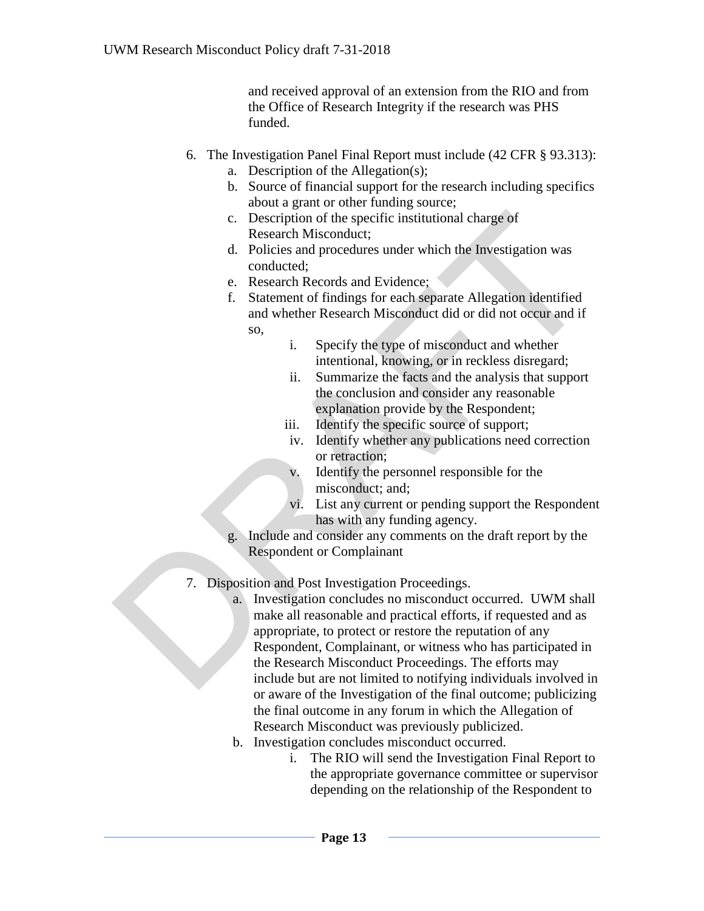and received approval of an extension from the RIO and from the Office of Research Integrity if the research was PHS funded.

6. The Investigation Panel Final Report must include (42 CFR § 93.313):
   a. Description of the Allegation(s);
   b. Source of financial support for the research including specifics about a grant or other funding source;
   c. Description of the specific institutional charge of Research Misconduct;
   d. Policies and procedures under which the Investigation was conducted;
   e. Research Records and Evidence;
   f. Statement of findings for each separate Allegation identified and whether Research Misconduct did or did not occur and if so,
      i. Specify the type of misconduct and whether intentional, knowing, or in reckless disregard;
      ii. Summarize the facts and the analysis that support the conclusion and consider any reasonable explanation provide by the Respondent;
      iii. Identify the specific source of support;
      iv. Identify whether any publications need correction or retraction;
      v. Identify the personnel responsible for the misconduct; and;
      vi. List any current or pending support the Respondent has with any funding agency.
   g. Include and consider any comments on the draft report by the Respondent or Complainant

7. Disposition and Post Investigation Proceedings.
   a. Investigation concludes no misconduct occurred. UWM shall make all reasonable and practical efforts, if requested and as appropriate, to protect or restore the reputation of any Respondent, Complainant, or witness who has participated in the Research Misconduct Proceedings. The efforts may include but are not limited to notifying individuals involved in or aware of the Investigation of the final outcome; publicizing the final outcome in any forum in which the Allegation of Research Misconduct was previously publicized.
   b. Investigation concludes misconduct occurred.
      i. The RIO will send the Investigation Final Report to the appropriate governance committee or supervisor depending on the relationship of the Respondent to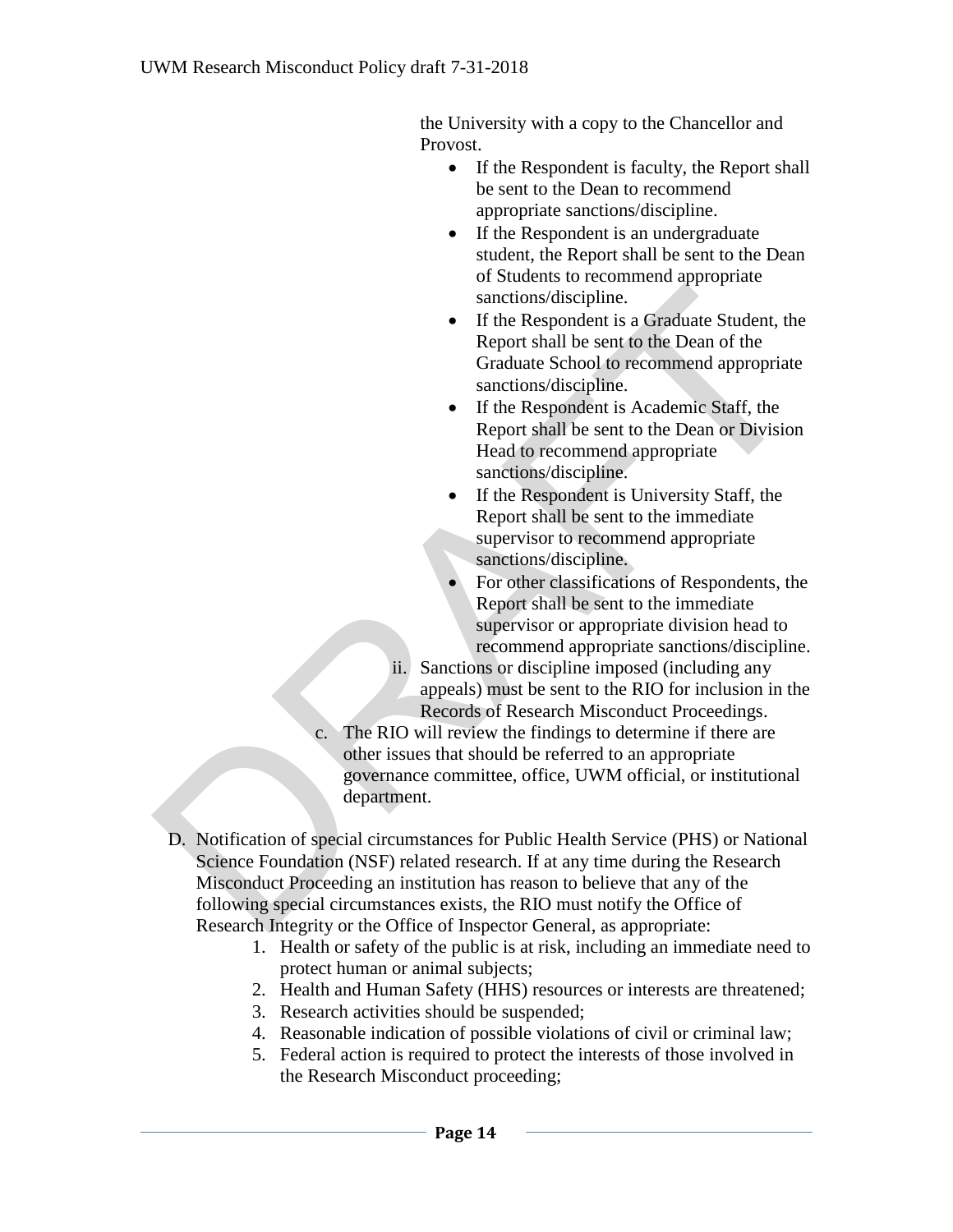the University with a copy to the Chancellor and Provost.

- If the Respondent is faculty, the Report shall be sent to the Dean to recommend appropriate sanctions/discipline.
- If the Respondent is an undergraduate student, the Report shall be sent to the Dean of Students to recommend appropriate sanctions/discipline.
- If the Respondent is a Graduate Student, the Report shall be sent to the Dean of the Graduate School to recommend appropriate sanctions/discipline.
- If the Respondent is Academic Staff, the Report shall be sent to the Dean or Division Head to recommend appropriate sanctions/discipline.
- If the Respondent is University Staff, the Report shall be sent to the immediate supervisor to recommend appropriate sanctions/discipline.
- For other classifications of Respondents, the Report shall be sent to the immediate supervisor or appropriate division head to recommend appropriate sanctions/discipline.

ii. Sanctions or discipline imposed (including any appeals) must be sent to the RIO for inclusion in the Records of Research Misconduct Proceedings.

c. The RIO will review the findings to determine if there are other issues that should be referred to an appropriate governance committee, office, UWM official, or institutional department.

D. Notification of special circumstances for Public Health Service (PHS) or National Science Foundation (NSF) related research. If at any time during the Research Misconduct Proceeding an institution has reason to believe that any of the following special circumstances exists, the RIO must notify the Office of Research Integrity or the Office of Inspector General, as appropriate:

1. Health or safety of the public is at risk, including an immediate need to protect human or animal subjects;
2. Health and Human Safety (HHS) resources or interests are threatened;
3. Research activities should be suspended;
4. Reasonable indication of possible violations of civil or criminal law;
5. Federal action is required to protect the interests of those involved in the Research Misconduct proceeding;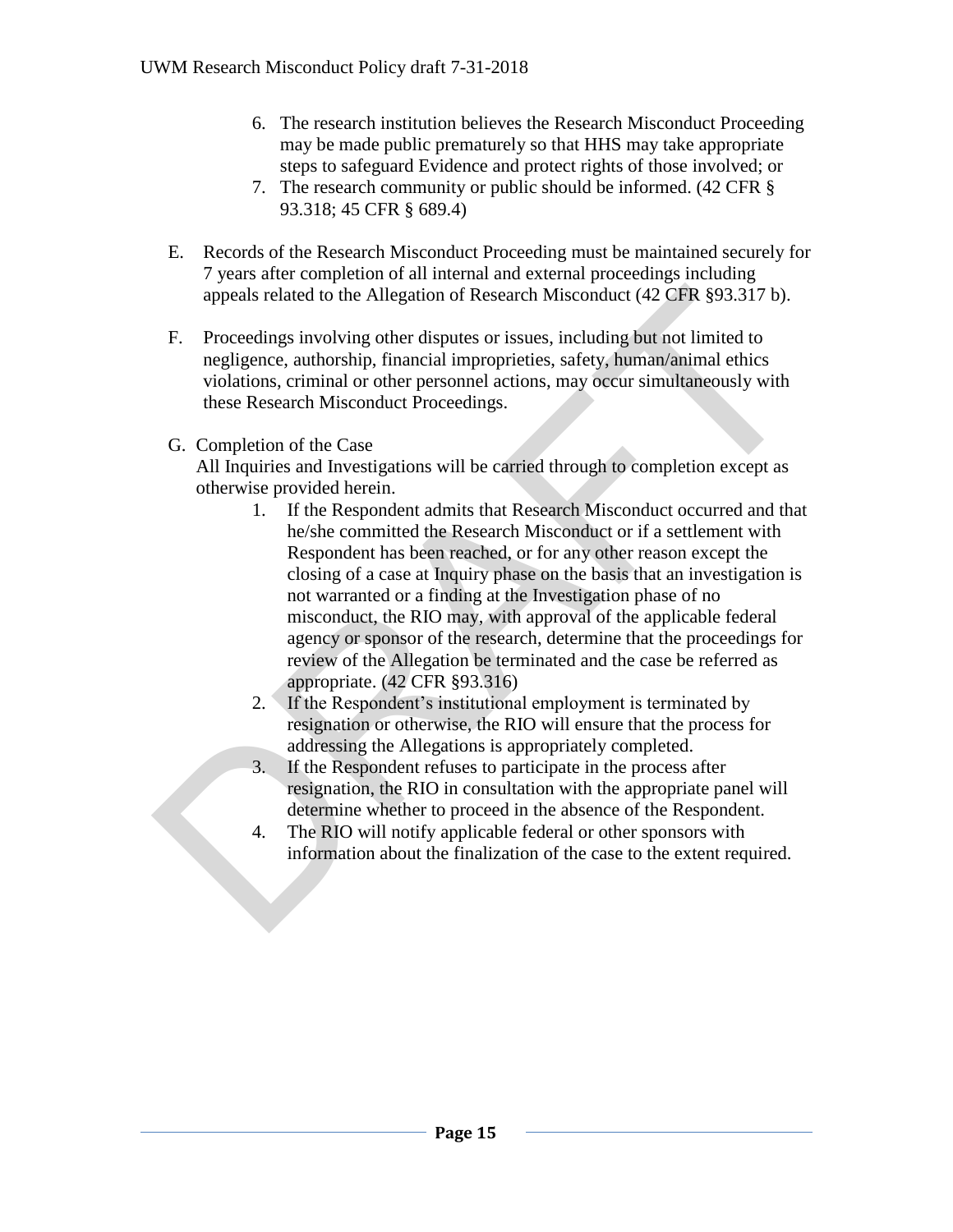6. The research institution believes the Research Misconduct Proceeding may be made public prematurely so that HHS may take appropriate steps to safeguard Evidence and protect rights of those involved; or
7. The research community or public should be informed. (42 CFR § 93.318; 45 CFR § 689.4)

E. Records of the Research Misconduct Proceeding must be maintained securely for 7 years after completion of all internal and external proceedings including appeals related to the Allegation of Research Misconduct (42 CFR §93.317 b).

F. Proceedings involving other disputes or issues, including but not limited to negligence, authorship, financial improprieties, safety, human/animal ethics violations, criminal or other personnel actions, may occur simultaneously with these Research Misconduct Proceedings.

G. Completion of the Case

All Inquiries and Investigations will be carried through to completion except as otherwise provided herein.

1. If the Respondent admits that Research Misconduct occurred and that he/she committed the Research Misconduct or if a settlement with Respondent has been reached, or for any other reason except the closing of a case at Inquiry phase on the basis that an investigation is not warranted or a finding at the Investigation phase of no misconduct, the RIO may, with approval of the applicable federal agency or sponsor of the research, determine that the proceedings for review of the Allegation be terminated and the case be referred as appropriate. (42 CFR §93.316)
2. If the Respondent's institutional employment is terminated by resignation or otherwise, the RIO will ensure that the process for addressing the Allegations is appropriately completed.
3. If the Respondent refuses to participate in the process after resignation, the RIO in consultation with the appropriate panel will determine whether to proceed in the absence of the Respondent.
4. The RIO will notify applicable federal or other sponsors with information about the finalization of the case to the extent required.